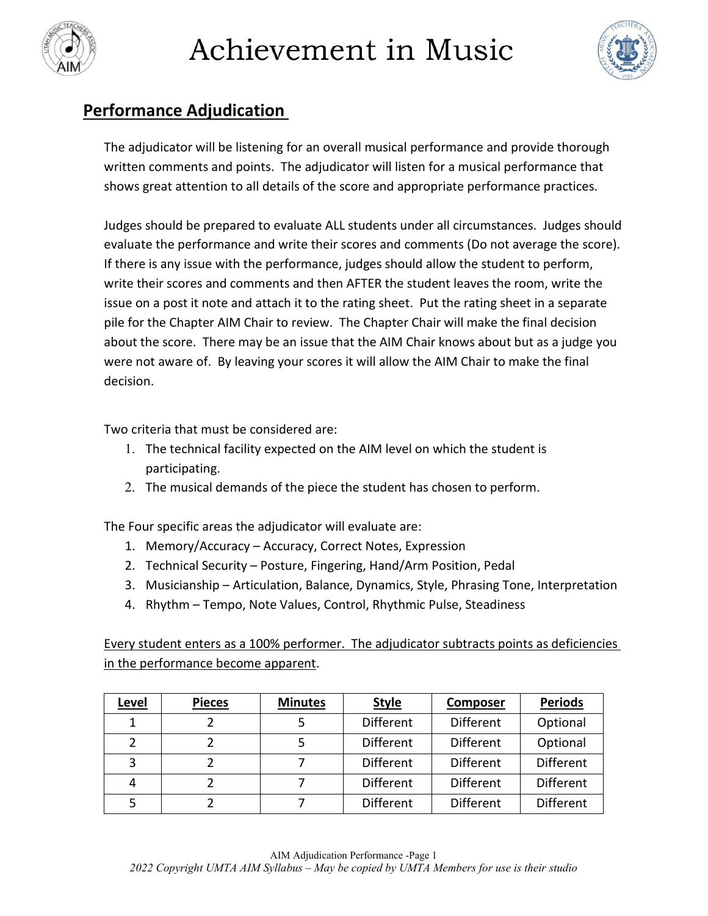# Achievement in Music

## Performance Adjudication

The adjudicator will be listening for an overall musical performance and provide thorough written comments and points. The adjudicator will listen for a musical performance that shows great attention to all details of the score and appropriate performance practices.

Judges should be prepared to evaluate ALL students under all circumstances. Judges should evaluate the performance and write their scores and comments (Do not average the score). If there is any issue with the performance, judges should allow the student to perform, write their scores and comments and then AFTER the student leaves the room, write the issue on a post it note and attach it to the rating sheet. Put the rating sheet in a separate pile for the Chapter AIM Chair to review. The Chapter Chair will make the final decision about the score. There may be an issue that the AIM Chair knows about but as a judge you were not aware of. By leaving your scores it will allow the AIM Chair to make the final decision.

Two criteria that must be considered are:

1. The technical facility expected on the AIM level on which the student is participating.
2. The musical demands of the piece the student has chosen to perform.

The Four specific areas the adjudicator will evaluate are:

1. Memory/Accuracy – Accuracy, Correct Notes, Expression
2. Technical Security – Posture, Fingering, Hand/Arm Position, Pedal
3. Musicianship – Articulation, Balance, Dynamics, Style, Phrasing Tone, Interpretation
4. Rhythm – Tempo, Note Values, Control, Rhythmic Pulse, Steadiness

<u>Every student enters as a 100% performer. The adjudicator subtracts points as deficiencies in the performance become apparent</u>.

| Level | Pieces | Minutes | Style | Composer | Periods |
|---|---|---|---|---|---|
| 1 | 2 | 5 | Different | Different | Optional |
| 2 | 2 | 5 | Different | Different | Optional |
| 3 | 2 | 7 | Different | Different | Different |
| 4 | 2 | 7 | Different | Different | Different |
| 5 | 2 | 7 | Different | Different | Different |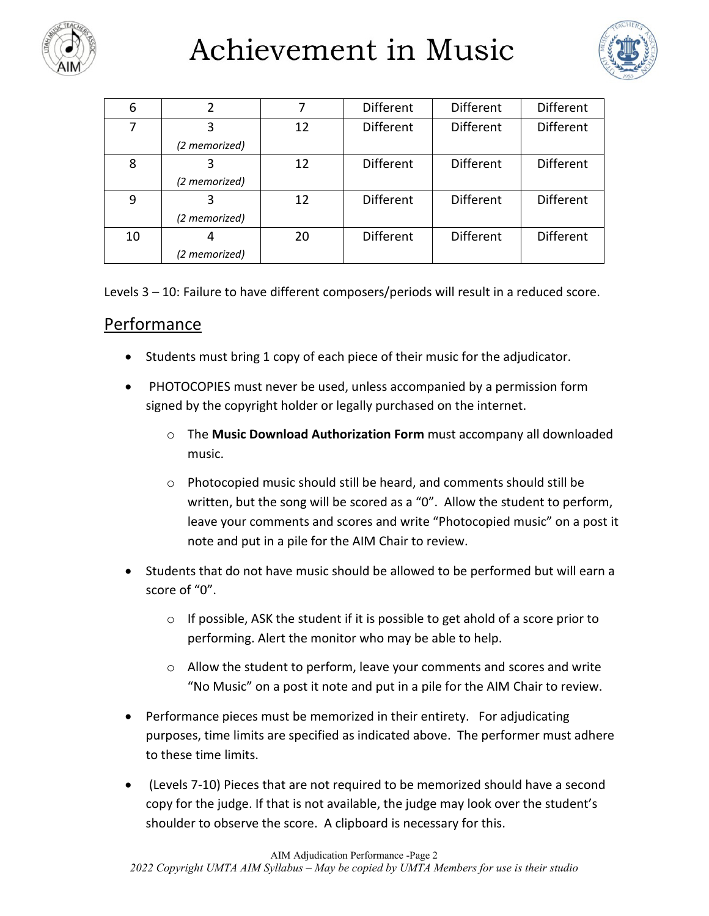| | | | | | |
|---|---|---|---|---|---|
| 6 | 2 | 7 | Different | Different | Different |
| 7 | 3<br>*(2 memorized)* | 12 | Different | Different | Different |
| 8 | 3<br>*(2 memorized)* | 12 | Different | Different | Different |
| 9 | 3<br>*(2 memorized)* | 12 | Different | Different | Different |
| 10 | 4<br>*(2 memorized)* | 20 | Different | Different | Different |

Levels 3 – 10: Failure to have different composers/periods will result in a reduced score.

## Performance

- Students must bring 1 copy of each piece of their music for the adjudicator.
- PHOTOCOPIES must never be used, unless accompanied by a permission form signed by the copyright holder or legally purchased on the internet.
    - The **Music Download Authorization Form** must accompany all downloaded music.
    - Photocopied music should still be heard, and comments should still be written, but the song will be scored as a "0". Allow the student to perform, leave your comments and scores and write "Photocopied music" on a post it note and put in a pile for the AIM Chair to review.
- Students that do not have music should be allowed to be performed but will earn a score of "0".
    - If possible, ASK the student if it is possible to get ahold of a score prior to performing. Alert the monitor who may be able to help.
    - Allow the student to perform, leave your comments and scores and write "No Music" on a post it note and put in a pile for the AIM Chair to review.
- Performance pieces must be memorized in their entirety. For adjudicating purposes, time limits are specified as indicated above. The performer must adhere to these time limits.
- (Levels 7-10) Pieces that are not required to be memorized should have a second copy for the judge. If that is not available, the judge may look over the student's shoulder to observe the score. A clipboard is necessary for this.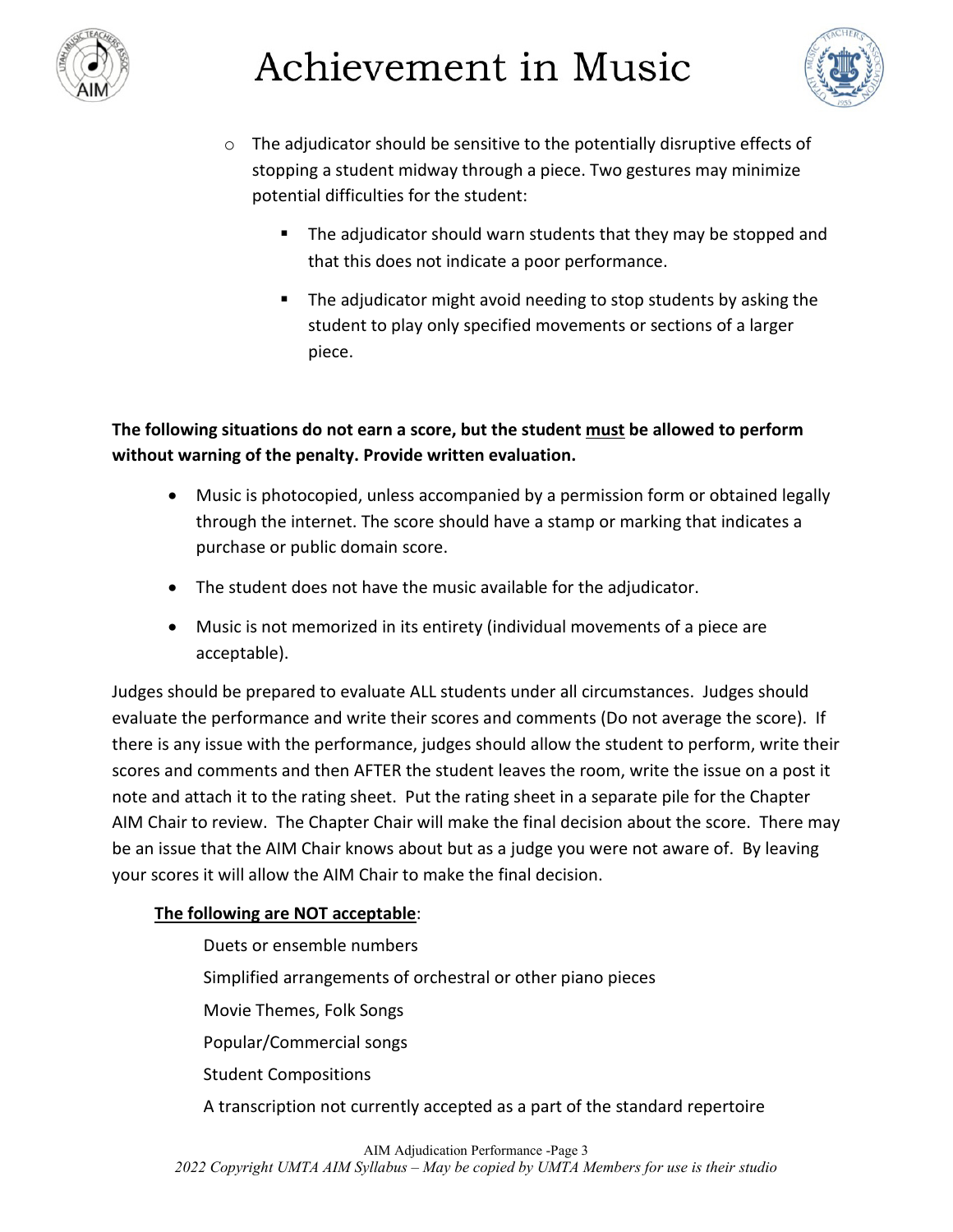- The adjudicator should be sensitive to the potentially disruptive effects of stopping a student midway through a piece. Two gestures may minimize potential difficulties for the student:
  - The adjudicator should warn students that they may be stopped and that this does not indicate a poor performance.
  - The adjudicator might avoid needing to stop students by asking the student to play only specified movements or sections of a larger piece.

**The following situations do not earn a score, but the student <u>must</u> be allowed to perform without warning of the penalty. Provide written evaluation.**

- Music is photocopied, unless accompanied by a permission form or obtained legally through the internet. The score should have a stamp or marking that indicates a purchase or public domain score.
- The student does not have the music available for the adjudicator.
- Music is not memorized in its entirety (individual movements of a piece are acceptable).

Judges should be prepared to evaluate ALL students under all circumstances. Judges should evaluate the performance and write their scores and comments (Do not average the score). If there is any issue with the performance, judges should allow the student to perform, write their scores and comments and then AFTER the student leaves the room, write the issue on a post it note and attach it to the rating sheet. Put the rating sheet in a separate pile for the Chapter AIM Chair to review. The Chapter Chair will make the final decision about the score. There may be an issue that the AIM Chair knows about but as a judge you were not aware of. By leaving your scores it will allow the AIM Chair to make the final decision.

**<u>The following are NOT acceptable</u>**:

Duets or ensemble numbers

Simplified arrangements of orchestral or other piano pieces

Movie Themes, Folk Songs

Popular/Commercial songs

Student Compositions

A transcription not currently accepted as a part of the standard repertoire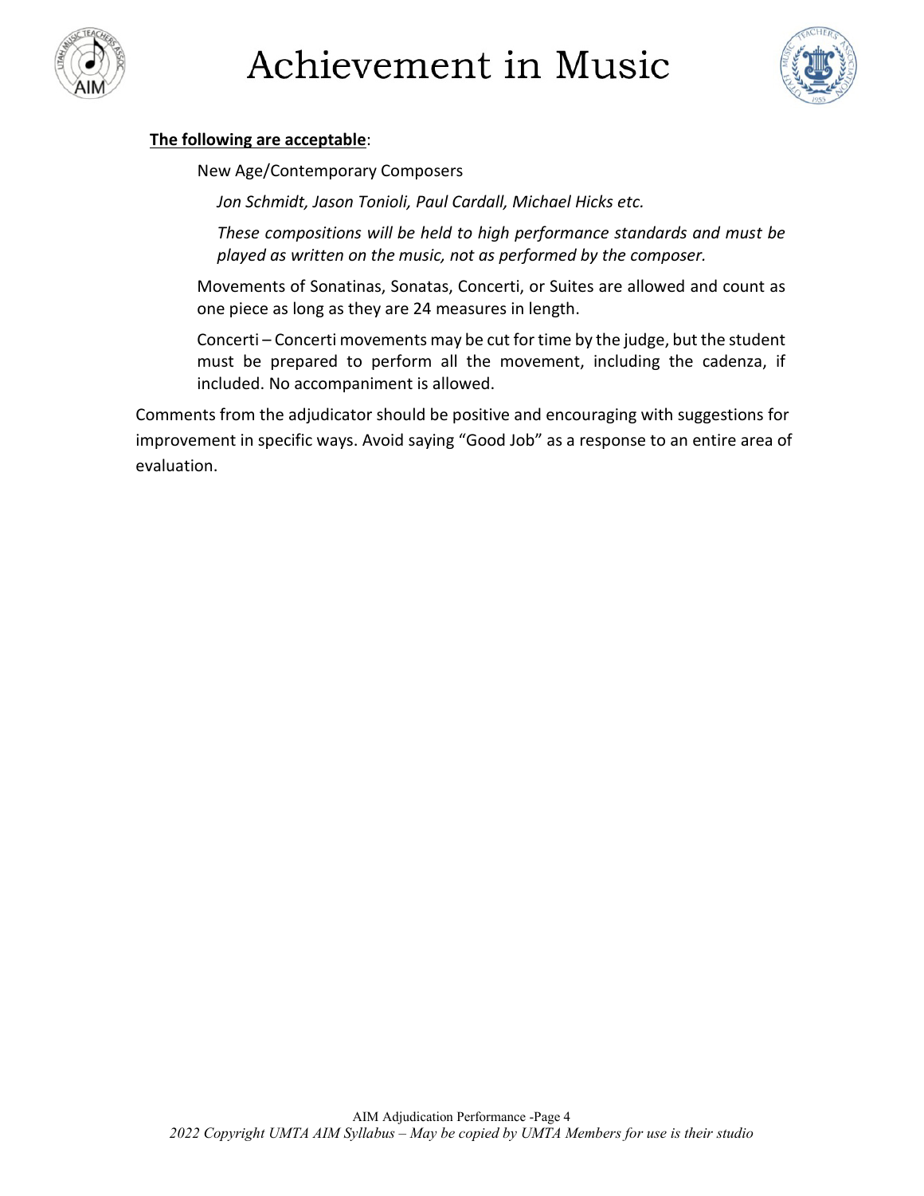**The following are acceptable**:

New Age/Contemporary Composers

*Jon Schmidt, Jason Tonioli, Paul Cardall, Michael Hicks etc.*

*These compositions will be held to high performance standards and must be played as written on the music, not as performed by the composer.*

Movements of Sonatinas, Sonatas, Concerti, or Suites are allowed and count as one piece as long as they are 24 measures in length.

Concerti – Concerti movements may be cut for time by the judge, but the student must be prepared to perform all the movement, including the cadenza, if included. No accompaniment is allowed.

Comments from the adjudicator should be positive and encouraging with suggestions for improvement in specific ways. Avoid saying "Good Job" as a response to an entire area of evaluation.